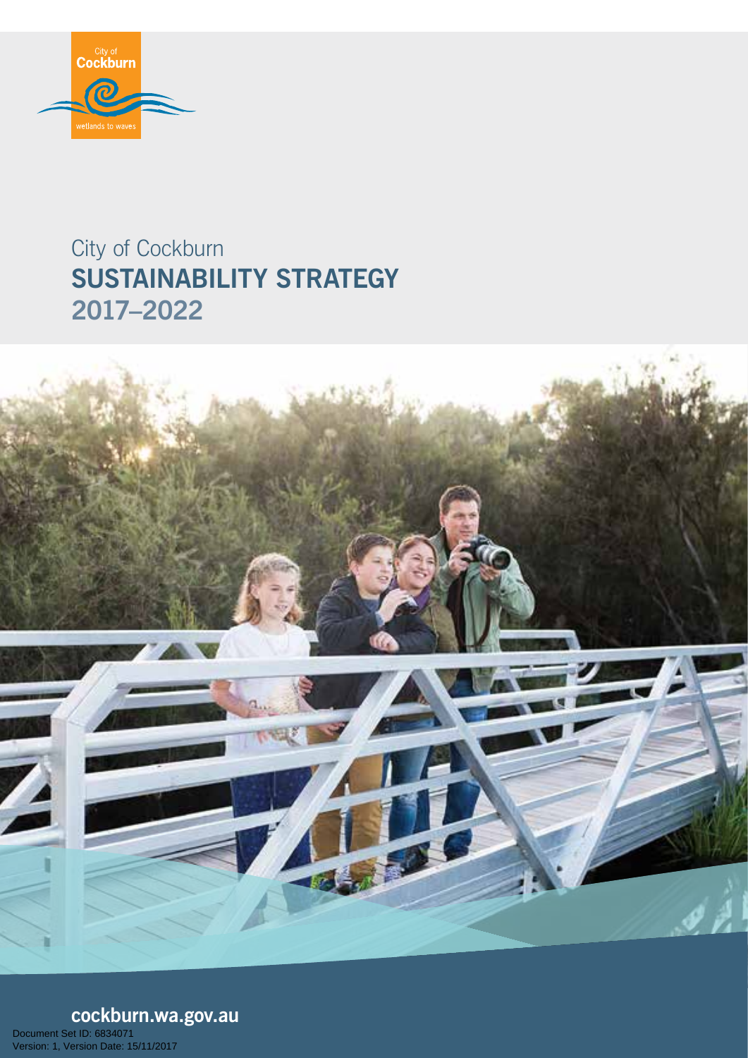City of Cockburn

wetlands to waves

City of Cockburn

# SUSTAINABILITY STRATEGY 2017–2022

**cockburn.wa.gov.au**

Document Set ID: 6834071
Version: 1, Version Date: 15/11/2017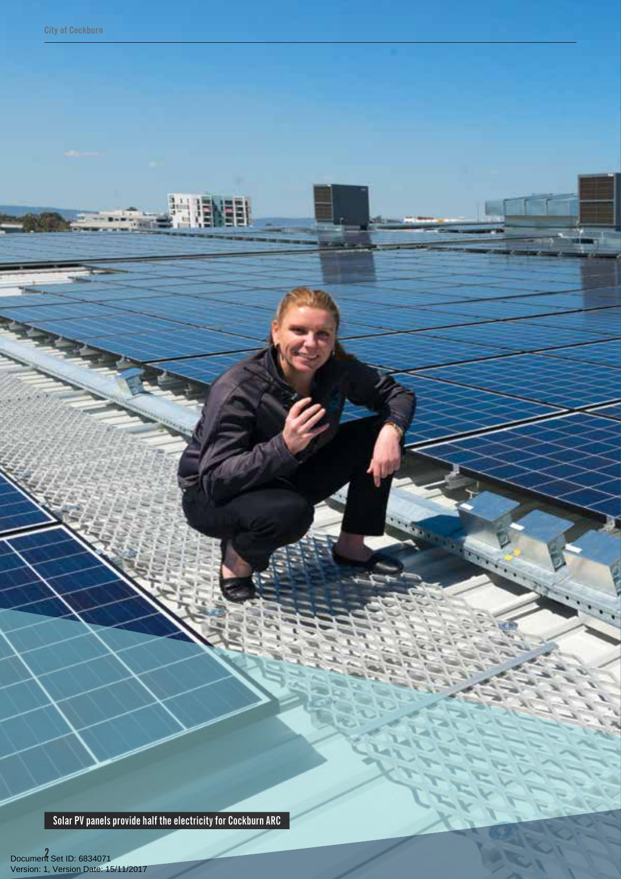Solar PV panels provide half the electricity for Cockburn ARC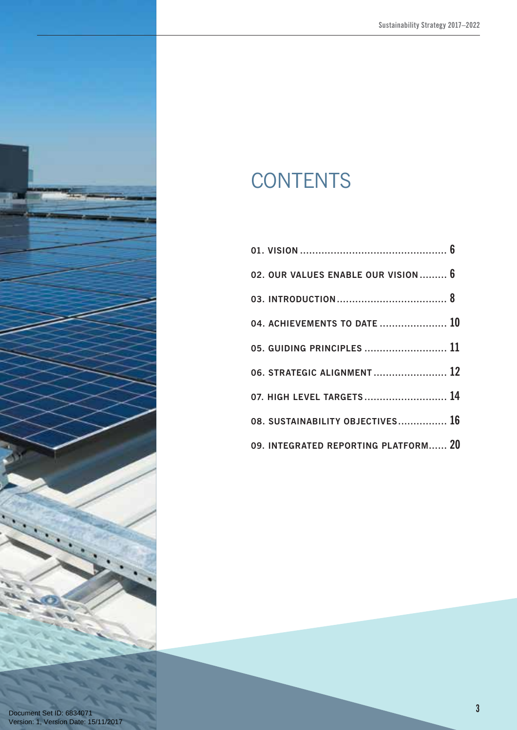# CONTENTS

| | |
|---|---|
| 01. VISION | 6 |
| 02. OUR VALUES ENABLE OUR VISION | 6 |
| 03. INTRODUCTION | 8 |
| 04. ACHIEVEMENTS TO DATE | 10 |
| 05. GUIDING PRINCIPLES | 11 |
| 06. STRATEGIC ALIGNMENT | 12 |
| 07. HIGH LEVEL TARGETS | 14 |
| 08. SUSTAINABILITY OBJECTIVES | 16 |
| 09. INTEGRATED REPORTING PLATFORM | 20 |

Document Set ID: 6834071
Version: 1, Version Date: 15/11/2017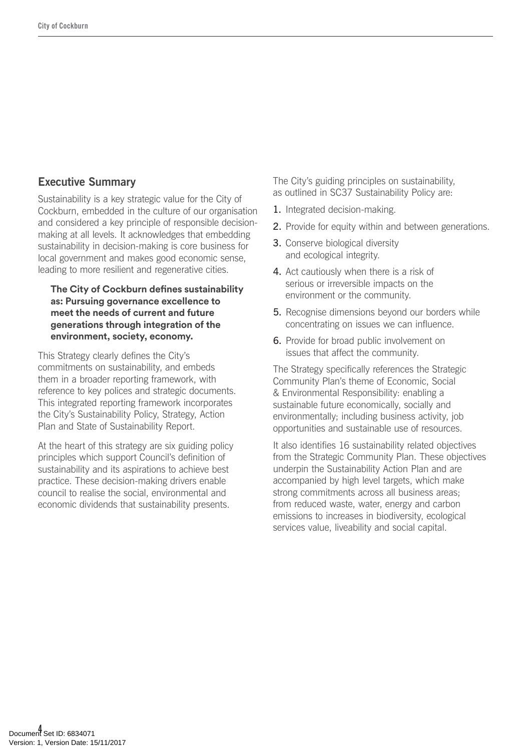## Executive Summary

Sustainability is a key strategic value for the City of Cockburn, embedded in the culture of our organisation and considered a key principle of responsible decision-making at all levels. It acknowledges that embedding sustainability in decision-making is core business for local government and makes good economic sense, leading to more resilient and regenerative cities.

**The City of Cockburn defines sustainability as: Pursuing governance excellence to meet the needs of current and future generations through integration of the environment, society, economy.**

This Strategy clearly defines the City's commitments on sustainability, and embeds them in a broader reporting framework, with reference to key polices and strategic documents. This integrated reporting framework incorporates the City's Sustainability Policy, Strategy, Action Plan and State of Sustainability Report.

At the heart of this strategy are six guiding policy principles which support Council's definition of sustainability and its aspirations to achieve best practice. These decision-making drivers enable council to realise the social, environmental and economic dividends that sustainability presents.

The City's guiding principles on sustainability, as outlined in SC37 Sustainability Policy are:

1. Integrated decision-making.
2. Provide for equity within and between generations.
3. Conserve biological diversity and ecological integrity.
4. Act cautiously when there is a risk of serious or irreversible impacts on the environment or the community.
5. Recognise dimensions beyond our borders while concentrating on issues we can influence.
6. Provide for broad public involvement on issues that affect the community.

The Strategy specifically references the Strategic Community Plan's theme of Economic, Social & Environmental Responsibility: enabling a sustainable future economically, socially and environmentally; including business activity, job opportunities and sustainable use of resources.

It also identifies 16 sustainability related objectives from the Strategic Community Plan. These objectives underpin the Sustainability Action Plan and are accompanied by high level targets, which make strong commitments across all business areas; from reduced waste, water, energy and carbon emissions to increases in biodiversity, ecological services value, liveability and social capital.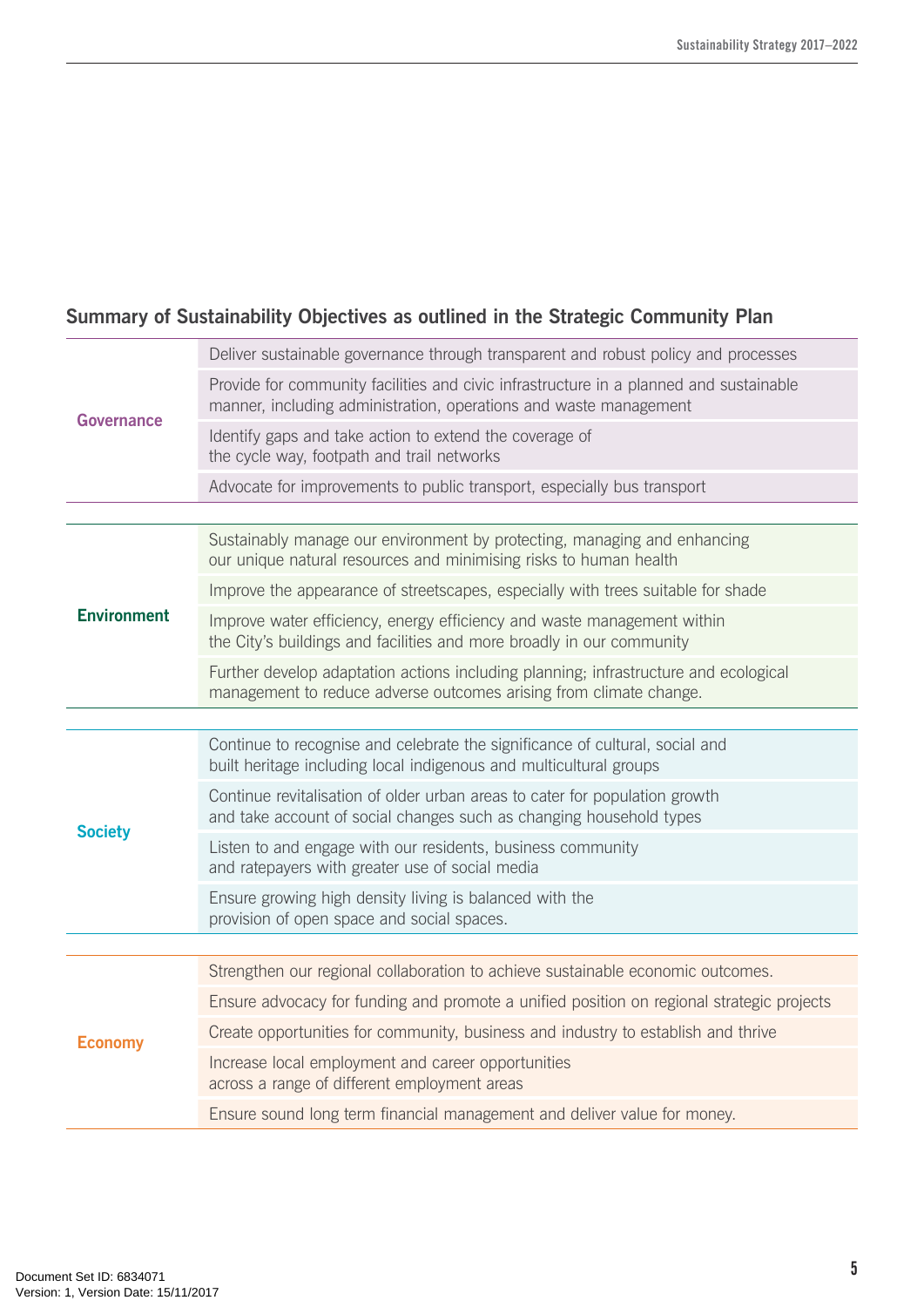## Summary of Sustainability Objectives as outlined in the Strategic Community Plan

| | |
|---|---|
| **Governance** | Deliver sustainable governance through transparent and robust policy and processes |
| | Provide for community facilities and civic infrastructure in a planned and sustainable manner, including administration, operations and waste management |
| | Identify gaps and take action to extend the coverage of the cycle way, footpath and trail networks |
| | Advocate for improvements to public transport, especially bus transport |
| **Environment** | Sustainably manage our environment by protecting, managing and enhancing our unique natural resources and minimising risks to human health |
| | Improve the appearance of streetscapes, especially with trees suitable for shade |
| | Improve water efficiency, energy efficiency and waste management within the City's buildings and facilities and more broadly in our community |
| | Further develop adaptation actions including planning; infrastructure and ecological management to reduce adverse outcomes arising from climate change. |
| **Society** | Continue to recognise and celebrate the significance of cultural, social and built heritage including local indigenous and multicultural groups |
| | Continue revitalisation of older urban areas to cater for population growth and take account of social changes such as changing household types |
| | Listen to and engage with our residents, business community and ratepayers with greater use of social media |
| | Ensure growing high density living is balanced with the provision of open space and social spaces. |
| **Economy** | Strengthen our regional collaboration to achieve sustainable economic outcomes. |
| | Ensure advocacy for funding and promote a unified position on regional strategic projects |
| | Create opportunities for community, business and industry to establish and thrive |
| | Increase local employment and career opportunities across a range of different employment areas |
| | Ensure sound long term financial management and deliver value for money. |

Document Set ID: 6834071
Version: 1, Version Date: 15/11/2017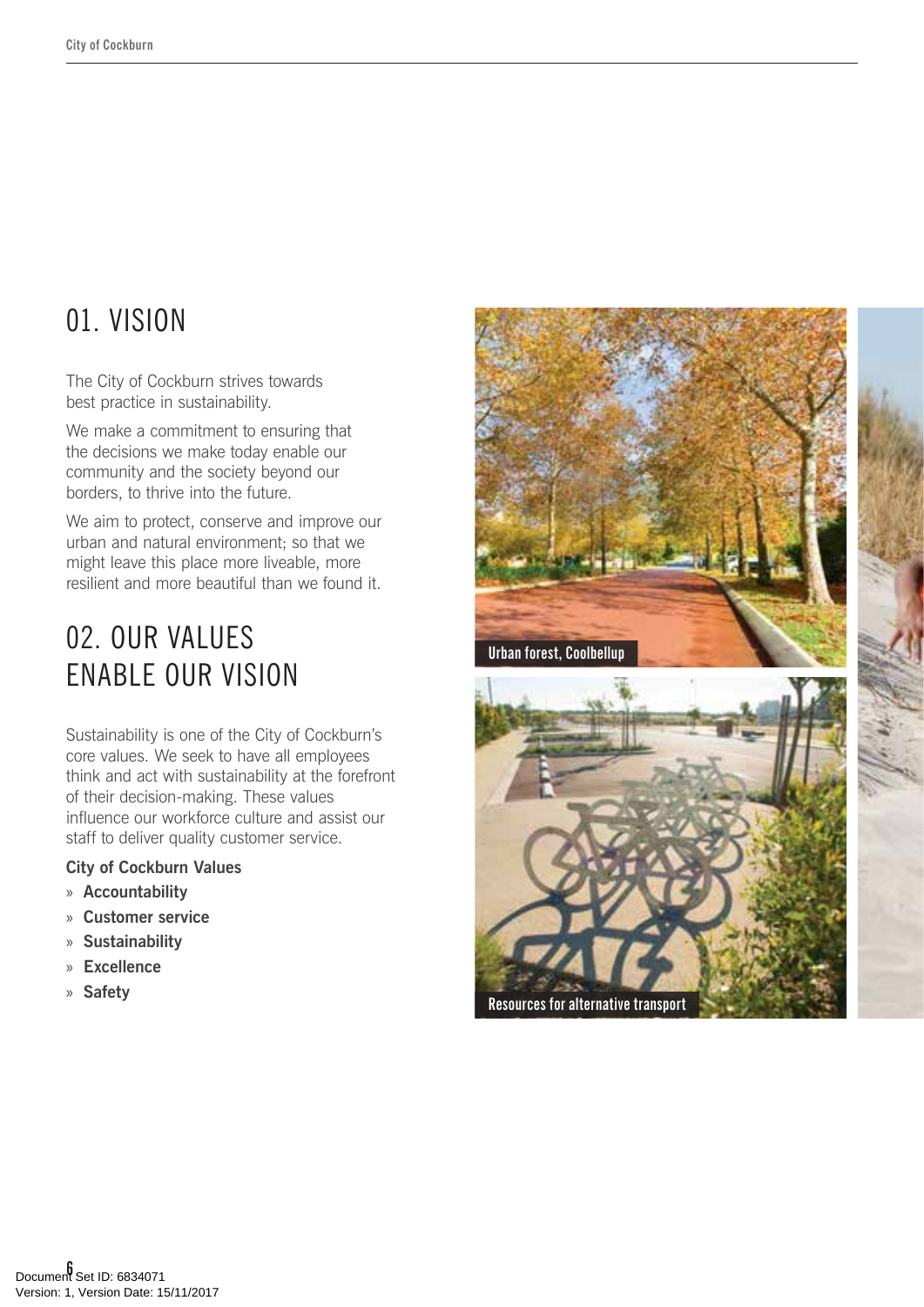## 01. VISION

The City of Cockburn strives towards best practice in sustainability.

We make a commitment to ensuring that the decisions we make today enable our community and the society beyond our borders, to thrive into the future.

We aim to protect, conserve and improve our urban and natural environment; so that we might leave this place more liveable, more resilient and more beautiful than we found it.

## 02. OUR VALUES ENABLE OUR VISION

Sustainability is one of the City of Cockburn's core values. We seek to have all employees think and act with sustainability at the forefront of their decision-making. These values influence our workforce culture and assist our staff to deliver quality customer service.

**City of Cockburn Values**

- **Accountability**
- **Customer service**
- **Sustainability**
- **Excellence**
- **Safety**

Urban forest, Coolbellup

Resources for alternative transport

Document Set ID: 6834071
Version: 1, Version Date: 15/11/2017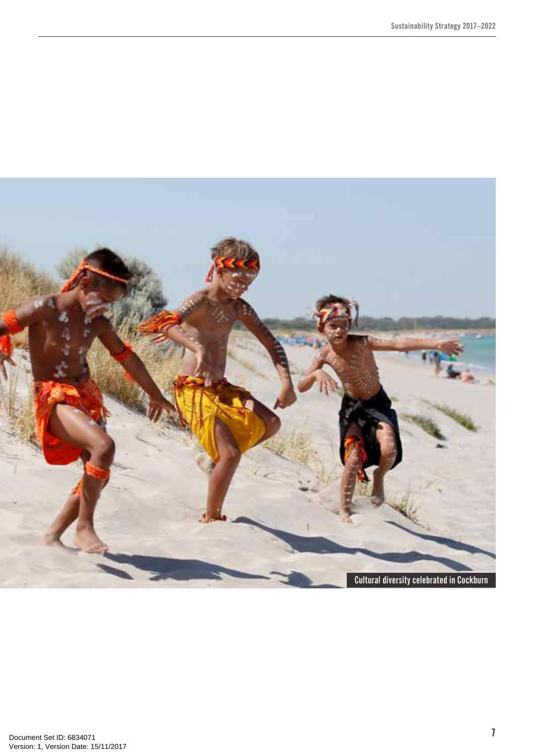Cultural diversity celebrated in Cockburn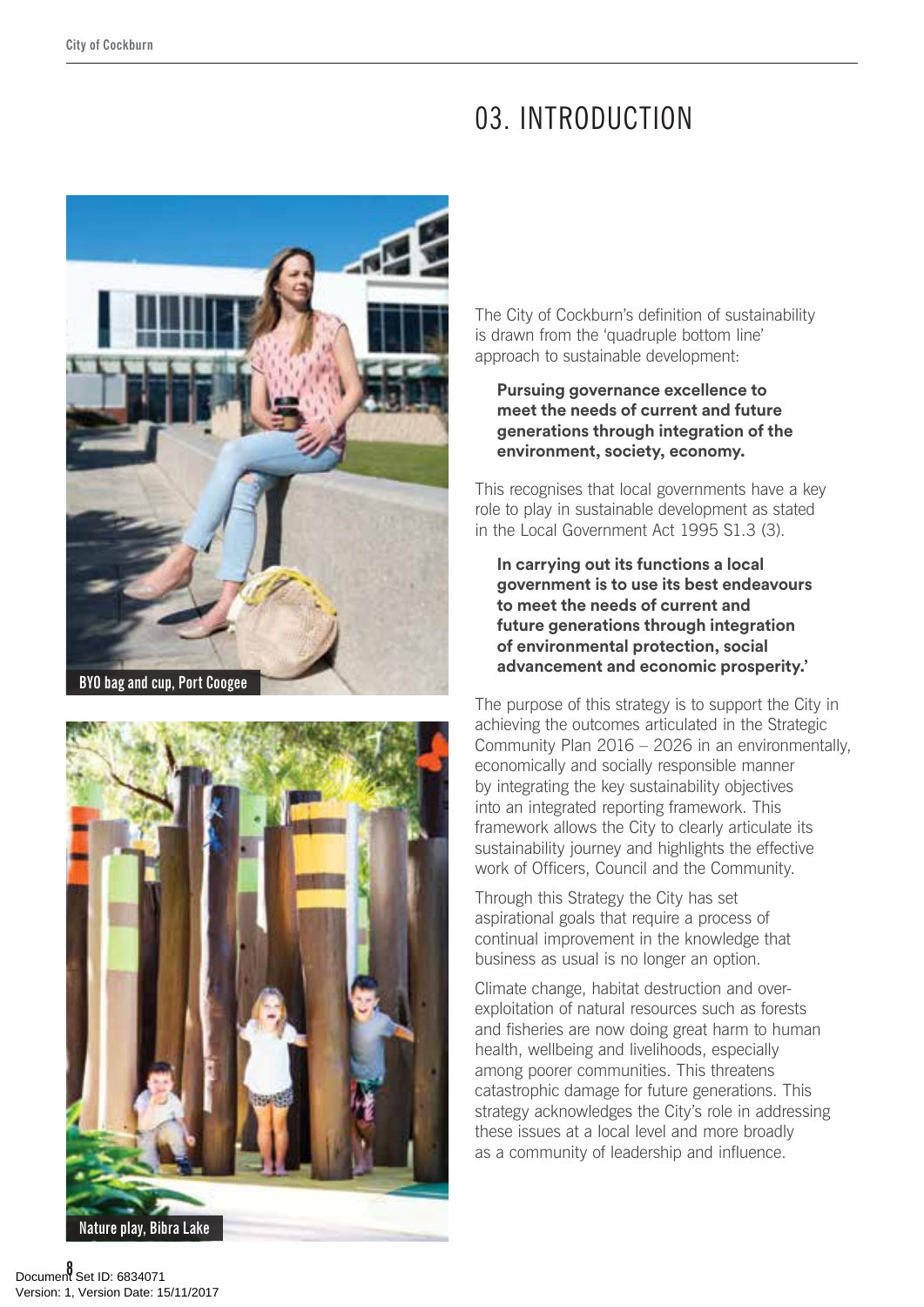# 03. INTRODUCTION

BYO bag and cup, Port Coogee

Nature play, Bibra Lake

The City of Cockburn's definition of sustainability is drawn from the 'quadruple bottom line' approach to sustainable development:

> **Pursuing governance excellence to meet the needs of current and future generations through integration of the environment, society, economy.**

This recognises that local governments have a key role to play in sustainable development as stated in the Local Government Act 1995 S1.3 (3).

> **In carrying out its functions a local government is to use its best endeavours to meet the needs of current and future generations through integration of environmental protection, social advancement and economic prosperity.'**

The purpose of this strategy is to support the City in achieving the outcomes articulated in the Strategic Community Plan 2016 – 2026 in an environmentally, economically and socially responsible manner by integrating the key sustainability objectives into an integrated reporting framework. This framework allows the City to clearly articulate its sustainability journey and highlights the effective work of Officers, Council and the Community.

Through this Strategy the City has set aspirational goals that require a process of continual improvement in the knowledge that business as usual is no longer an option.

Climate change, habitat destruction and over-exploitation of natural resources such as forests and fisheries are now doing great harm to human health, wellbeing and livelihoods, especially among poorer communities. This threatens catastrophic damage for future generations. This strategy acknowledges the City's role in addressing these issues at a local level and more broadly as a community of leadership and influence.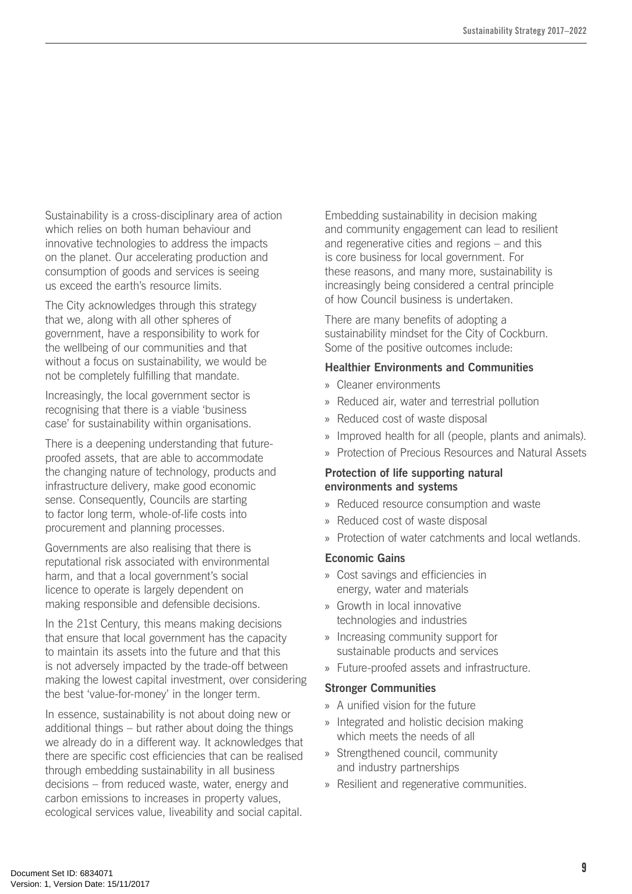Sustainability is a cross-disciplinary area of action which relies on both human behaviour and innovative technologies to address the impacts on the planet. Our accelerating production and consumption of goods and services is seeing us exceed the earth's resource limits.

The City acknowledges through this strategy that we, along with all other spheres of government, have a responsibility to work for the wellbeing of our communities and that without a focus on sustainability, we would be not be completely fulfilling that mandate.

Increasingly, the local government sector is recognising that there is a viable 'business case' for sustainability within organisations.

There is a deepening understanding that future-proofed assets, that are able to accommodate the changing nature of technology, products and infrastructure delivery, make good economic sense. Consequently, Councils are starting to factor long term, whole-of-life costs into procurement and planning processes.

Governments are also realising that there is reputational risk associated with environmental harm, and that a local government's social licence to operate is largely dependent on making responsible and defensible decisions.

In the 21st Century, this means making decisions that ensure that local government has the capacity to maintain its assets into the future and that this is not adversely impacted by the trade-off between making the lowest capital investment, over considering the best 'value-for-money' in the longer term.

In essence, sustainability is not about doing new or additional things – but rather about doing the things we already do in a different way. It acknowledges that there are specific cost efficiencies that can be realised through embedding sustainability in all business decisions – from reduced waste, water, energy and carbon emissions to increases in property values, ecological services value, liveability and social capital.

Embedding sustainability in decision making and community engagement can lead to resilient and regenerative cities and regions – and this is core business for local government. For these reasons, and many more, sustainability is increasingly being considered a central principle of how Council business is undertaken.

There are many benefits of adopting a sustainability mindset for the City of Cockburn. Some of the positive outcomes include:

**Healthier Environments and Communities**

» Cleaner environments
» Reduced air, water and terrestrial pollution
» Reduced cost of waste disposal
» Improved health for all (people, plants and animals).
» Protection of Precious Resources and Natural Assets

**Protection of life supporting natural environments and systems**

» Reduced resource consumption and waste
» Reduced cost of waste disposal
» Protection of water catchments and local wetlands.

**Economic Gains**

» Cost savings and efficiencies in energy, water and materials
» Growth in local innovative technologies and industries
» Increasing community support for sustainable products and services
» Future-proofed assets and infrastructure.

**Stronger Communities**

» A unified vision for the future
» Integrated and holistic decision making which meets the needs of all
» Strengthened council, community and industry partnerships
» Resilient and regenerative communities.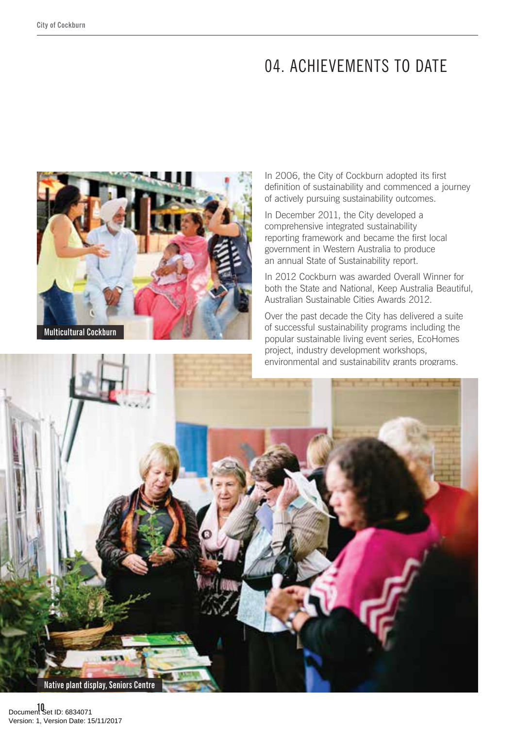# 04. ACHIEVEMENTS TO DATE

Multicultural Cockburn

In 2006, the City of Cockburn adopted its first definition of sustainability and commenced a journey of actively pursuing sustainability outcomes.

In December 2011, the City developed a comprehensive integrated sustainability reporting framework and became the first local government in Western Australia to produce an annual State of Sustainability report.

In 2012 Cockburn was awarded Overall Winner for both the State and National, Keep Australia Beautiful, Australian Sustainable Cities Awards 2012.

Over the past decade the City has delivered a suite of successful sustainability programs including the popular sustainable living event series, EcoHomes project, industry development workshops, environmental and sustainability grants programs.

Native plant display, Seniors Centre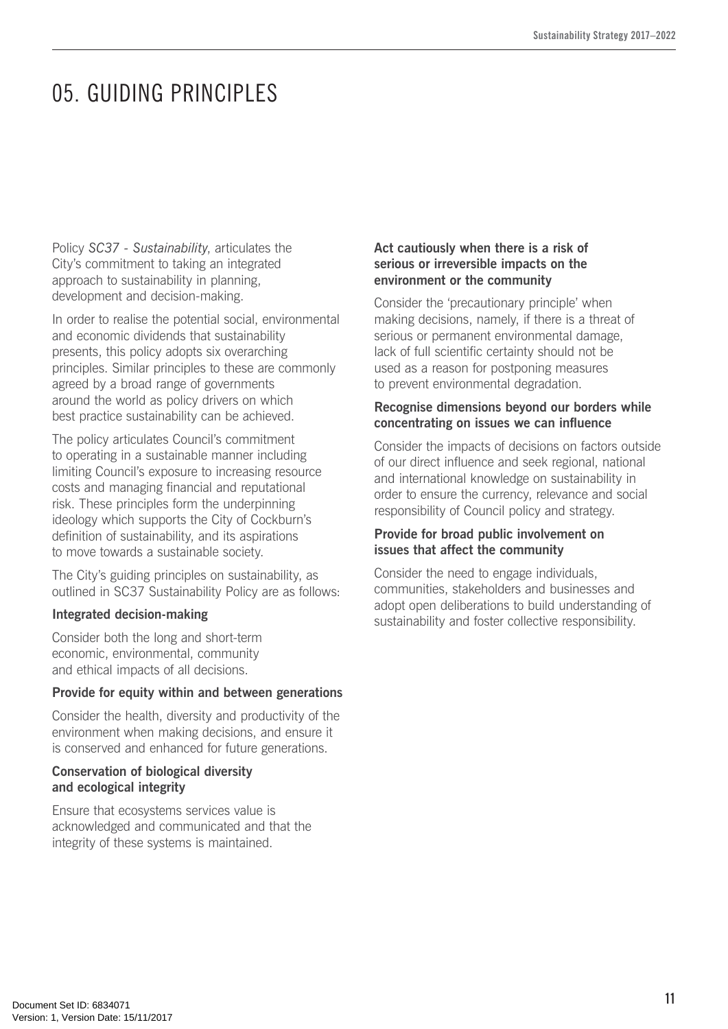# 05. GUIDING PRINCIPLES

Policy *SC37 - Sustainability*, articulates the City's commitment to taking an integrated approach to sustainability in planning, development and decision-making.

In order to realise the potential social, environmental and economic dividends that sustainability presents, this policy adopts six overarching principles. Similar principles to these are commonly agreed by a broad range of governments around the world as policy drivers on which best practice sustainability can be achieved.

The policy articulates Council's commitment to operating in a sustainable manner including limiting Council's exposure to increasing resource costs and managing financial and reputational risk. These principles form the underpinning ideology which supports the City of Cockburn's definition of sustainability, and its aspirations to move towards a sustainable society.

The City's guiding principles on sustainability, as outlined in SC37 Sustainability Policy are as follows:

**Integrated decision-making**

Consider both the long and short-term economic, environmental, community and ethical impacts of all decisions.

**Provide for equity within and between generations**

Consider the health, diversity and productivity of the environment when making decisions, and ensure it is conserved and enhanced for future generations.

**Conservation of biological diversity and ecological integrity**

Ensure that ecosystems services value is acknowledged and communicated and that the integrity of these systems is maintained.

**Act cautiously when there is a risk of serious or irreversible impacts on the environment or the community**

Consider the 'precautionary principle' when making decisions, namely, if there is a threat of serious or permanent environmental damage, lack of full scientific certainty should not be used as a reason for postponing measures to prevent environmental degradation.

**Recognise dimensions beyond our borders while concentrating on issues we can influence**

Consider the impacts of decisions on factors outside of our direct influence and seek regional, national and international knowledge on sustainability in order to ensure the currency, relevance and social responsibility of Council policy and strategy.

**Provide for broad public involvement on issues that affect the community**

Consider the need to engage individuals, communities, stakeholders and businesses and adopt open deliberations to build understanding of sustainability and foster collective responsibility.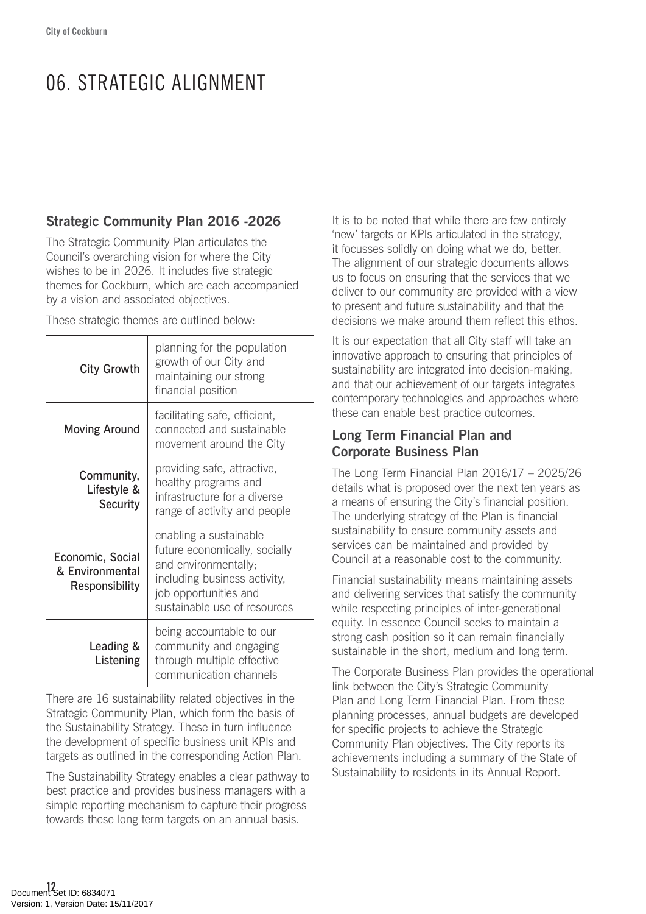# 06. STRATEGIC ALIGNMENT

## Strategic Community Plan 2016 -2026

The Strategic Community Plan articulates the Council's overarching vision for where the City wishes to be in 2026. It includes five strategic themes for Cockburn, which are each accompanied by a vision and associated objectives.

These strategic themes are outlined below:

| | |
|---|---|
| City Growth | planning for the population growth of our City and maintaining our strong financial position |
| Moving Around | facilitating safe, efficient, connected and sustainable movement around the City |
| Community, Lifestyle & Security | providing safe, attractive, healthy programs and infrastructure for a diverse range of activity and people |
| Economic, Social & Environmental Responsibility | enabling a sustainable future economically, socially and environmentally; including business activity, job opportunities and sustainable use of resources |
| Leading & Listening | being accountable to our community and engaging through multiple effective communication channels |

There are 16 sustainability related objectives in the Strategic Community Plan, which form the basis of the Sustainability Strategy. These in turn influence the development of specific business unit KPIs and targets as outlined in the corresponding Action Plan.

The Sustainability Strategy enables a clear pathway to best practice and provides business managers with a simple reporting mechanism to capture their progress towards these long term targets on an annual basis.

It is to be noted that while there are few entirely 'new' targets or KPIs articulated in the strategy, it focusses solidly on doing what we do, better. The alignment of our strategic documents allows us to focus on ensuring that the services that we deliver to our community are provided with a view to present and future sustainability and that the decisions we make around them reflect this ethos.

It is our expectation that all City staff will take an innovative approach to ensuring that principles of sustainability are integrated into decision-making, and that our achievement of our targets integrates contemporary technologies and approaches where these can enable best practice outcomes.

## Long Term Financial Plan and Corporate Business Plan

The Long Term Financial Plan 2016/17 – 2025/26 details what is proposed over the next ten years as a means of ensuring the City's financial position. The underlying strategy of the Plan is financial sustainability to ensure community assets and services can be maintained and provided by Council at a reasonable cost to the community.

Financial sustainability means maintaining assets and delivering services that satisfy the community while respecting principles of inter-generational equity. In essence Council seeks to maintain a strong cash position so it can remain financially sustainable in the short, medium and long term.

The Corporate Business Plan provides the operational link between the City's Strategic Community Plan and Long Term Financial Plan. From these planning processes, annual budgets are developed for specific projects to achieve the Strategic Community Plan objectives. The City reports its achievements including a summary of the State of Sustainability to residents in its Annual Report.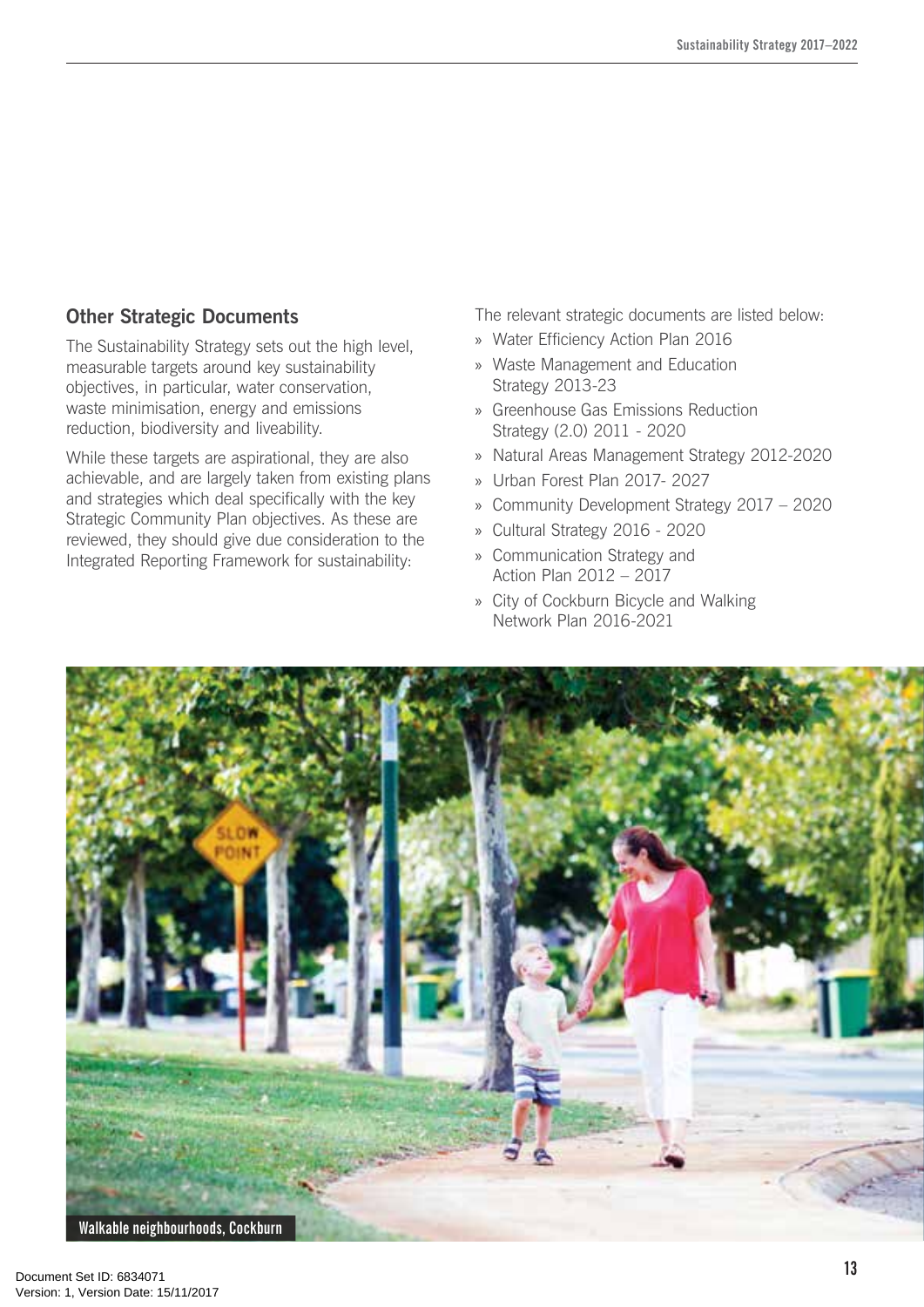## Other Strategic Documents

The Sustainability Strategy sets out the high level, measurable targets around key sustainability objectives, in particular, water conservation, waste minimisation, energy and emissions reduction, biodiversity and liveability.

While these targets are aspirational, they are also achievable, and are largely taken from existing plans and strategies which deal specifically with the key Strategic Community Plan objectives. As these are reviewed, they should give due consideration to the Integrated Reporting Framework for sustainability:

The relevant strategic documents are listed below:

- Water Efficiency Action Plan 2016
- Waste Management and Education Strategy 2013-23
- Greenhouse Gas Emissions Reduction Strategy (2.0) 2011 - 2020
- Natural Areas Management Strategy 2012-2020
- Urban Forest Plan 2017- 2027
- Community Development Strategy 2017 – 2020
- Cultural Strategy 2016 - 2020
- Communication Strategy and Action Plan 2012 – 2017
- City of Cockburn Bicycle and Walking Network Plan 2016-2021

Walkable neighbourhoods, Cockburn

Document Set ID: 6834071
Version: 1, Version Date: 15/11/2017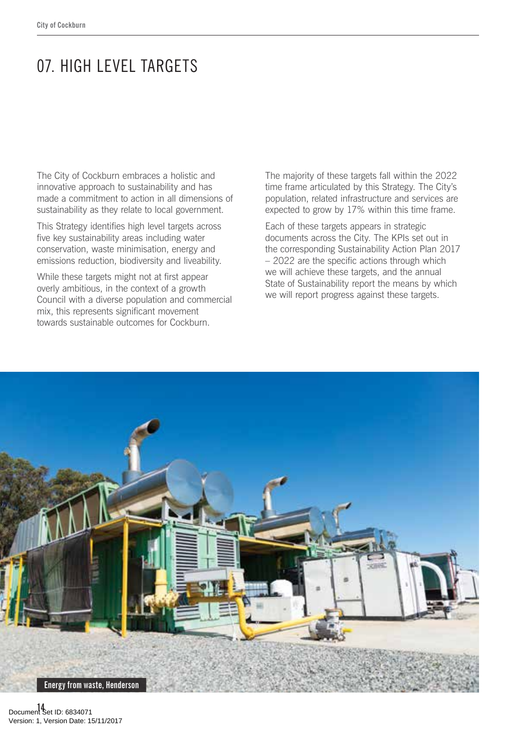# 07. HIGH LEVEL TARGETS

The City of Cockburn embraces a holistic and innovative approach to sustainability and has made a commitment to action in all dimensions of sustainability as they relate to local government.

This Strategy identifies high level targets across five key sustainability areas including water conservation, waste minimisation, energy and emissions reduction, biodiversity and liveability.

While these targets might not at first appear overly ambitious, in the context of a growth Council with a diverse population and commercial mix, this represents significant movement towards sustainable outcomes for Cockburn.

The majority of these targets fall within the 2022 time frame articulated by this Strategy. The City's population, related infrastructure and services are expected to grow by 17% within this time frame.

Each of these targets appears in strategic documents across the City. The KPIs set out in the corresponding Sustainability Action Plan 2017 – 2022 are the specific actions through which we will achieve these targets, and the annual State of Sustainability report the means by which we will report progress against these targets.

Energy from waste, Henderson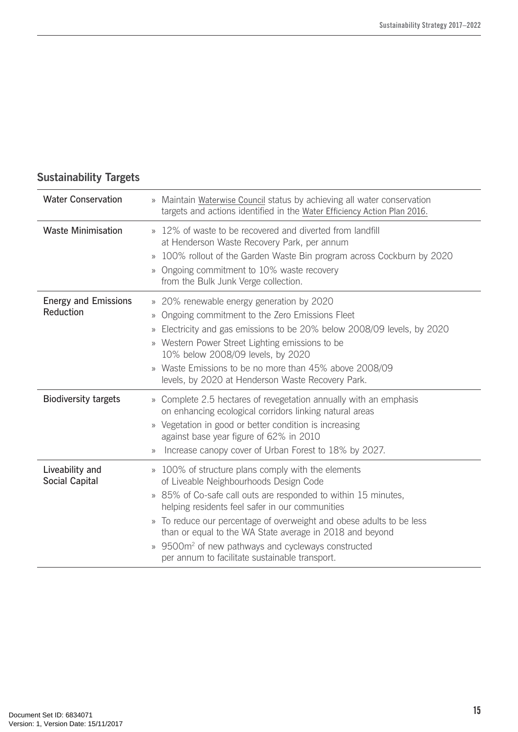## Sustainability Targets

| Water Conservation | » Maintain Waterwise Council status by achieving all water conservation targets and actions identified in the Water Efficiency Action Plan 2016. |
|---|---|
| Waste Minimisation | » 12% of waste to be recovered and diverted from landfill at Henderson Waste Recovery Park, per annum<br>» 100% rollout of the Garden Waste Bin program across Cockburn by 2020<br>» Ongoing commitment to 10% waste recovery from the Bulk Junk Verge collection. |
| Energy and Emissions Reduction | » 20% renewable energy generation by 2020<br>» Ongoing commitment to the Zero Emissions Fleet<br>» Electricity and gas emissions to be 20% below 2008/09 levels, by 2020<br>» Western Power Street Lighting emissions to be 10% below 2008/09 levels, by 2020<br>» Waste Emissions to be no more than 45% above 2008/09 levels, by 2020 at Henderson Waste Recovery Park. |
| Biodiversity targets | » Complete 2.5 hectares of revegetation annually with an emphasis on enhancing ecological corridors linking natural areas<br>» Vegetation in good or better condition is increasing against base year figure of 62% in 2010<br>» Increase canopy cover of Urban Forest to 18% by 2027. |
| Liveability and Social Capital | » 100% of structure plans comply with the elements of Liveable Neighbourhoods Design Code<br>» 85% of Co-safe call outs are responded to within 15 minutes, helping residents feel safer in our communities<br>» To reduce our percentage of overweight and obese adults to be less than or equal to the WA State average in 2018 and beyond<br>» 9500m$^2$ of new pathways and cycleways constructed per annum to facilitate sustainable transport. |

Document Set ID: 6834071
Version: 1, Version Date: 15/11/2017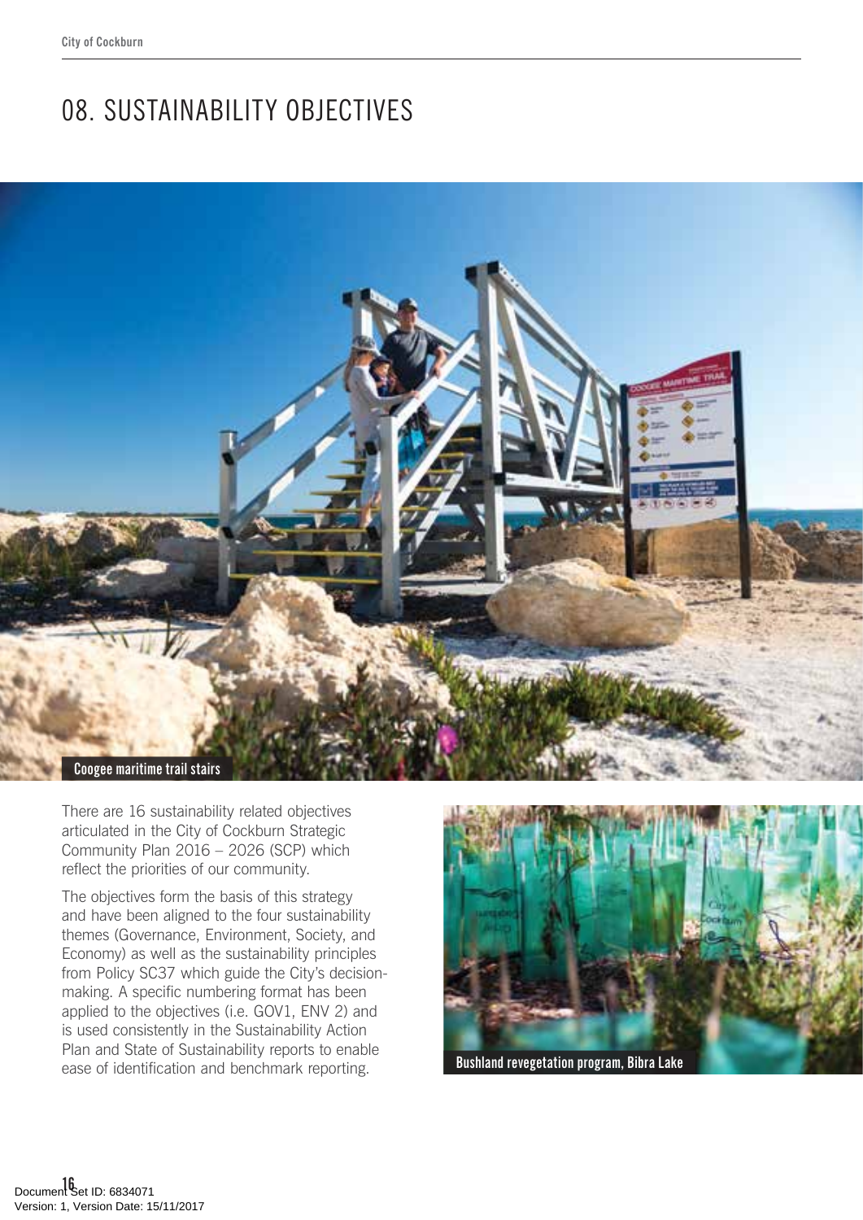# 08. SUSTAINABILITY OBJECTIVES

Coogee maritime trail stairs

There are 16 sustainability related objectives articulated in the City of Cockburn Strategic Community Plan 2016 – 2026 (SCP) which reflect the priorities of our community.

The objectives form the basis of this strategy and have been aligned to the four sustainability themes (Governance, Environment, Society, and Economy) as well as the sustainability principles from Policy SC37 which guide the City's decision-making. A specific numbering format has been applied to the objectives (i.e. GOV1, ENV 2) and is used consistently in the Sustainability Action Plan and State of Sustainability reports to enable ease of identification and benchmark reporting.

Bushland revegetation program, Bibra Lake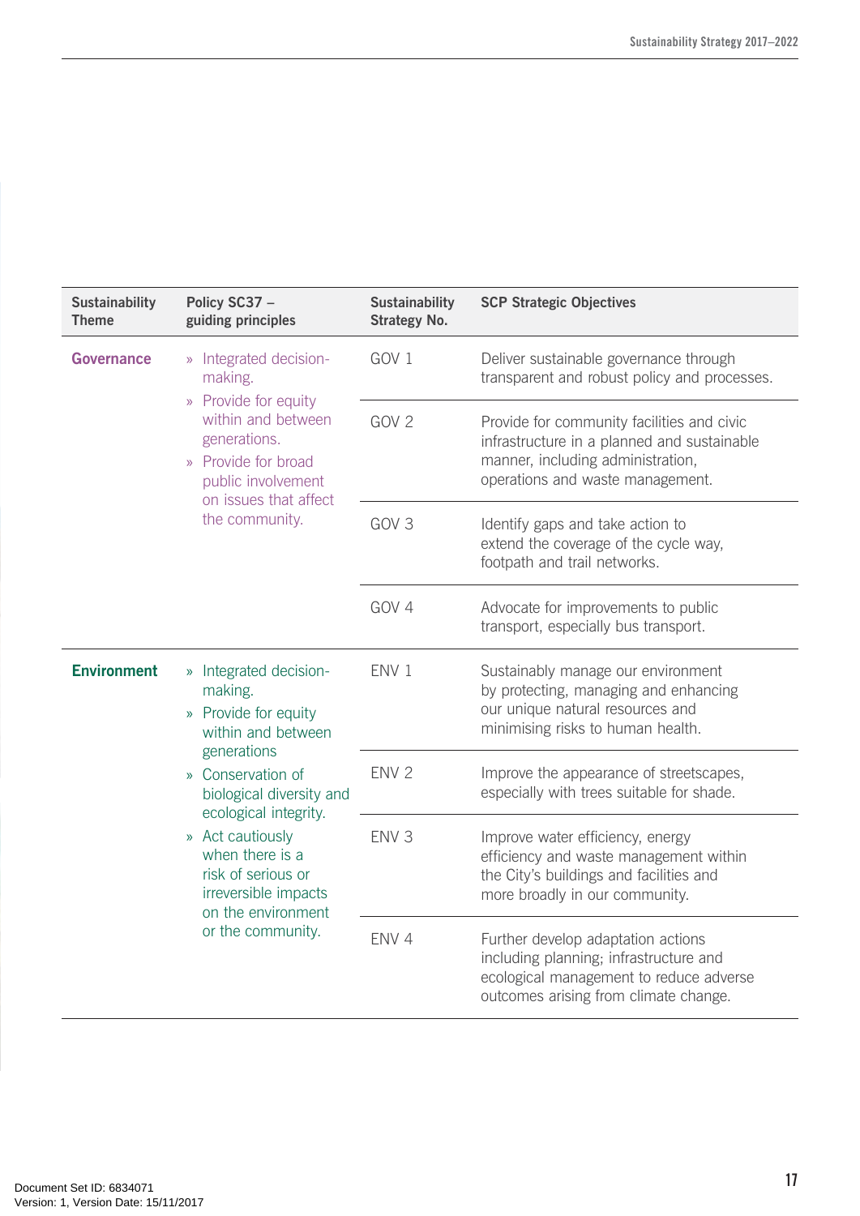| Sustainability Theme | Policy SC37 – guiding principles | Sustainability Strategy No. | SCP Strategic Objectives |
|---|---|---|---|
| **Governance** | » Integrated decision-making.<br>» Provide for equity within and between generations.<br>» Provide for broad public involvement on issues that affect the community. | GOV 1 | Deliver sustainable governance through transparent and robust policy and processes. |
| | | GOV 2 | Provide for community facilities and civic infrastructure in a planned and sustainable manner, including administration, operations and waste management. |
| | | GOV 3 | Identify gaps and take action to extend the coverage of the cycle way, footpath and trail networks. |
| | | GOV 4 | Advocate for improvements to public transport, especially bus transport. |
| **Environment** | » Integrated decision-making.<br>» Provide for equity within and between generations<br>» Conservation of biological diversity and ecological integrity.<br>» Act cautiously when there is a risk of serious or irreversible impacts on the environment or the community. | ENV 1 | Sustainably manage our environment by protecting, managing and enhancing our unique natural resources and minimising risks to human health. |
| | | ENV 2 | Improve the appearance of streetscapes, especially with trees suitable for shade. |
| | | ENV 3 | Improve water efficiency, energy efficiency and waste management within the City's buildings and facilities and more broadly in our community. |
| | | ENV 4 | Further develop adaptation actions including planning; infrastructure and ecological management to reduce adverse outcomes arising from climate change. |

Document Set ID: 6834071
Version: 1, Version Date: 15/11/2017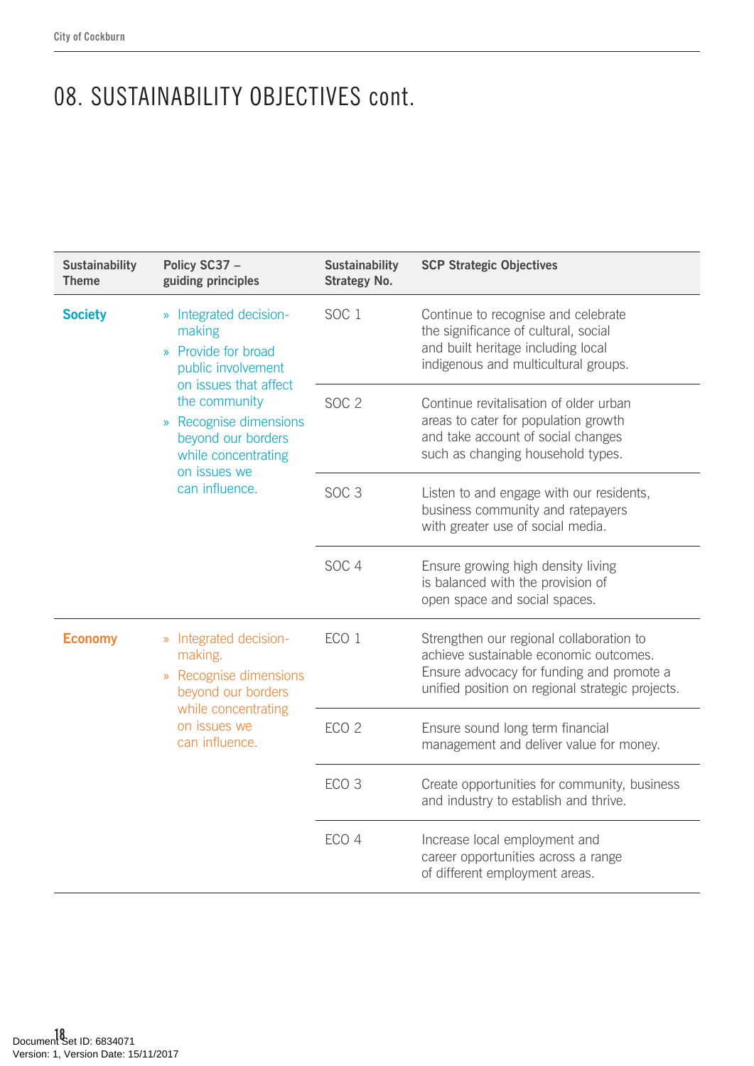# 08. SUSTAINABILITY OBJECTIVES cont.

| Sustainability Theme | Policy SC37 – guiding principles | Sustainability Strategy No. | SCP Strategic Objectives |
|---|---|---|---|
| **Society** | » Integrated decision-making<br>» Provide for broad public involvement on issues that affect the community<br>» Recognise dimensions beyond our borders while concentrating on issues we can influence. | SOC 1 | Continue to recognise and celebrate the significance of cultural, social and built heritage including local indigenous and multicultural groups. |
| | | SOC 2 | Continue revitalisation of older urban areas to cater for population growth and take account of social changes such as changing household types. |
| | | SOC 3 | Listen to and engage with our residents, business community and ratepayers with greater use of social media. |
| | | SOC 4 | Ensure growing high density living is balanced with the provision of open space and social spaces. |
| **Economy** | » Integrated decision-making.<br>» Recognise dimensions beyond our borders while concentrating on issues we can influence. | ECO 1 | Strengthen our regional collaboration to achieve sustainable economic outcomes. Ensure advocacy for funding and promote a unified position on regional strategic projects. |
| | | ECO 2 | Ensure sound long term financial management and deliver value for money. |
| | | ECO 3 | Create opportunities for community, business and industry to establish and thrive. |
| | | ECO 4 | Increase local employment and career opportunities across a range of different employment areas. |

Document Set ID: 6834071
Version: 1, Version Date: 15/11/2017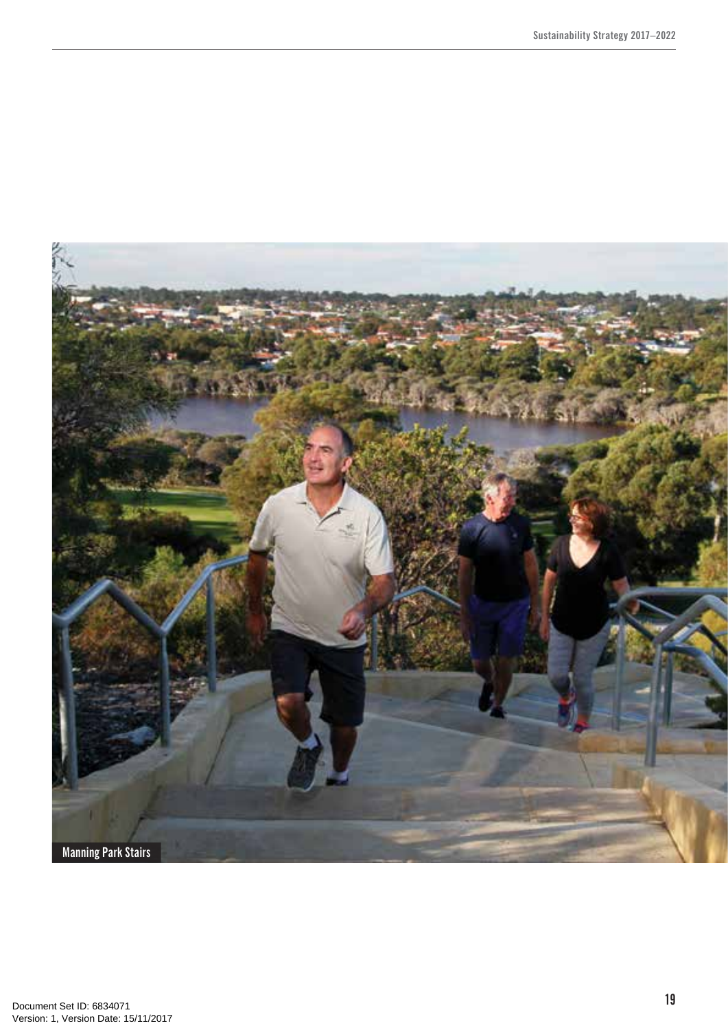Manning Park Stairs

Document Set ID: 6834071
Version: 1, Version Date: 15/11/2017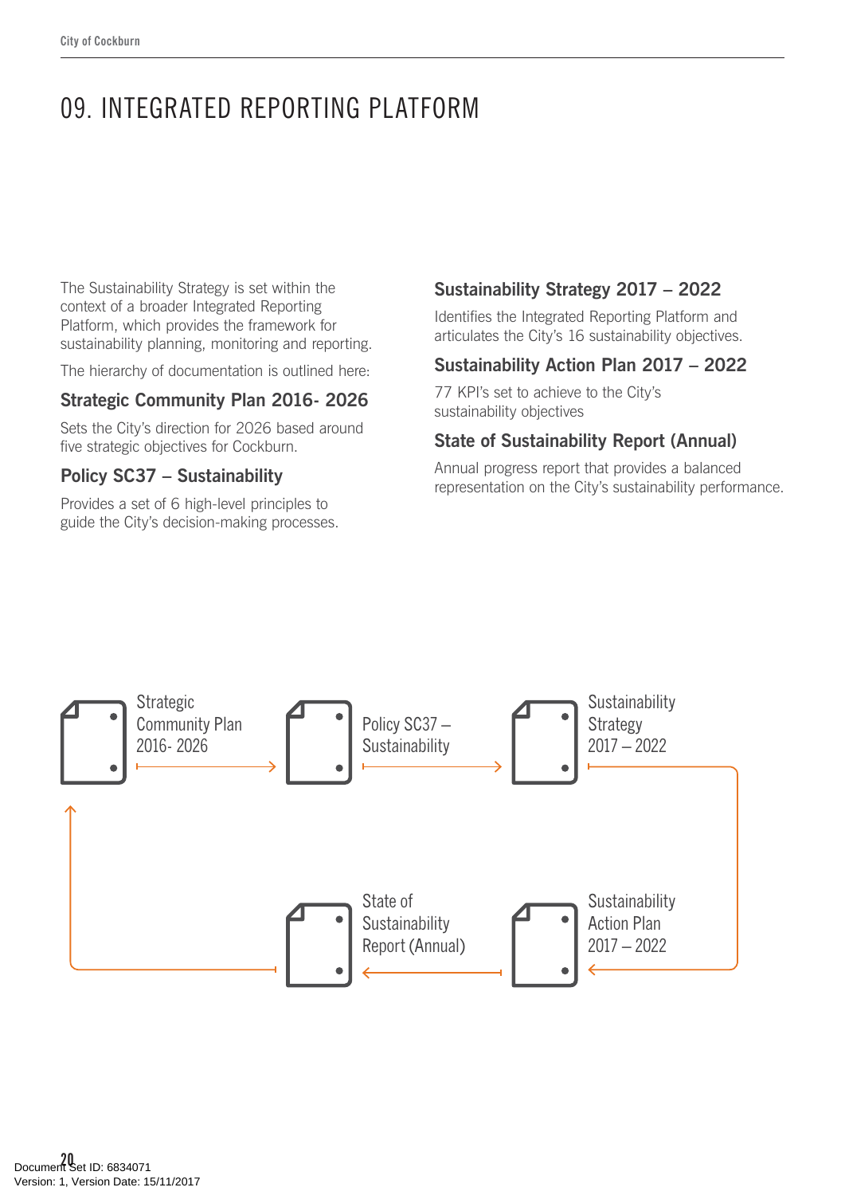# 09. INTEGRATED REPORTING PLATFORM

The Sustainability Strategy is set within the context of a broader Integrated Reporting Platform, which provides the framework for sustainability planning, monitoring and reporting.

The hierarchy of documentation is outlined here:

### Strategic Community Plan 2016- 2026

Sets the City's direction for 2026 based around five strategic objectives for Cockburn.

### Policy SC37 – Sustainability

Provides a set of 6 high-level principles to guide the City's decision-making processes.

### Sustainability Strategy 2017 – 2022

Identifies the Integrated Reporting Platform and articulates the City's 16 sustainability objectives.

### Sustainability Action Plan 2017 – 2022

77 KPI's set to achieve to the City's sustainability objectives

### State of Sustainability Report (Annual)

Annual progress report that provides a balanced representation on the City's sustainability performance.

Strategic Community Plan 2016- 2026 → Policy SC37 – Sustainability → Sustainability Strategy 2017 – 2022 → Sustainability Action Plan 2017 – 2022 → State of Sustainability Report (Annual) → Strategic Community Plan 2016- 2026

Document Set ID: 6834071
Version: 1, Version Date: 15/11/2017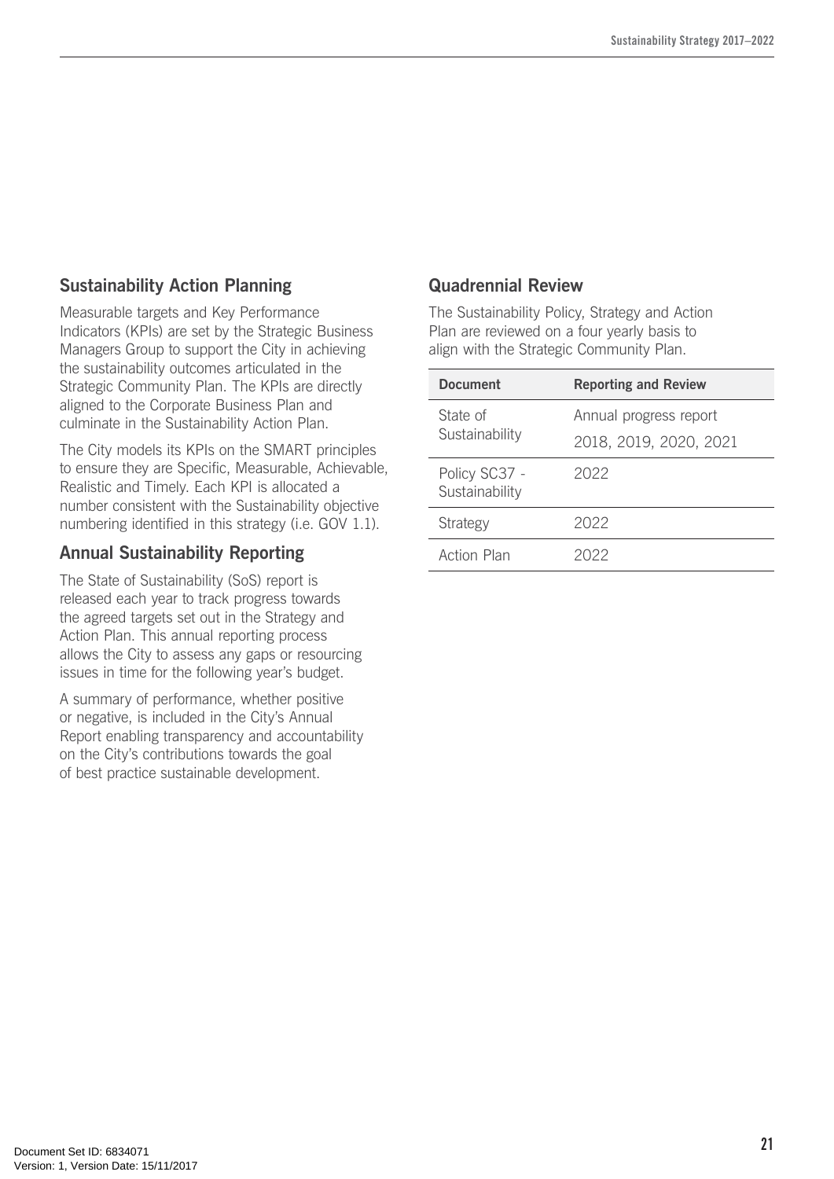## Sustainability Action Planning

Measurable targets and Key Performance Indicators (KPIs) are set by the Strategic Business Managers Group to support the City in achieving the sustainability outcomes articulated in the Strategic Community Plan. The KPIs are directly aligned to the Corporate Business Plan and culminate in the Sustainability Action Plan.

The City models its KPIs on the SMART principles to ensure they are Specific, Measurable, Achievable, Realistic and Timely. Each KPI is allocated a number consistent with the Sustainability objective numbering identified in this strategy (i.e. GOV 1.1).

## Annual Sustainability Reporting

The State of Sustainability (SoS) report is released each year to track progress towards the agreed targets set out in the Strategy and Action Plan. This annual reporting process allows the City to assess any gaps or resourcing issues in time for the following year's budget.

A summary of performance, whether positive or negative, is included in the City's Annual Report enabling transparency and accountability on the City's contributions towards the goal of best practice sustainable development.

## Quadrennial Review

The Sustainability Policy, Strategy and Action Plan are reviewed on a four yearly basis to align with the Strategic Community Plan.

| Document | Reporting and Review |
|---|---|
| State of Sustainability | Annual progress report<br>2018, 2019, 2020, 2021 |
| Policy SC37 - Sustainability | 2022 |
| Strategy | 2022 |
| Action Plan | 2022 |

Document Set ID: 6834071
Version: 1, Version Date: 15/11/2017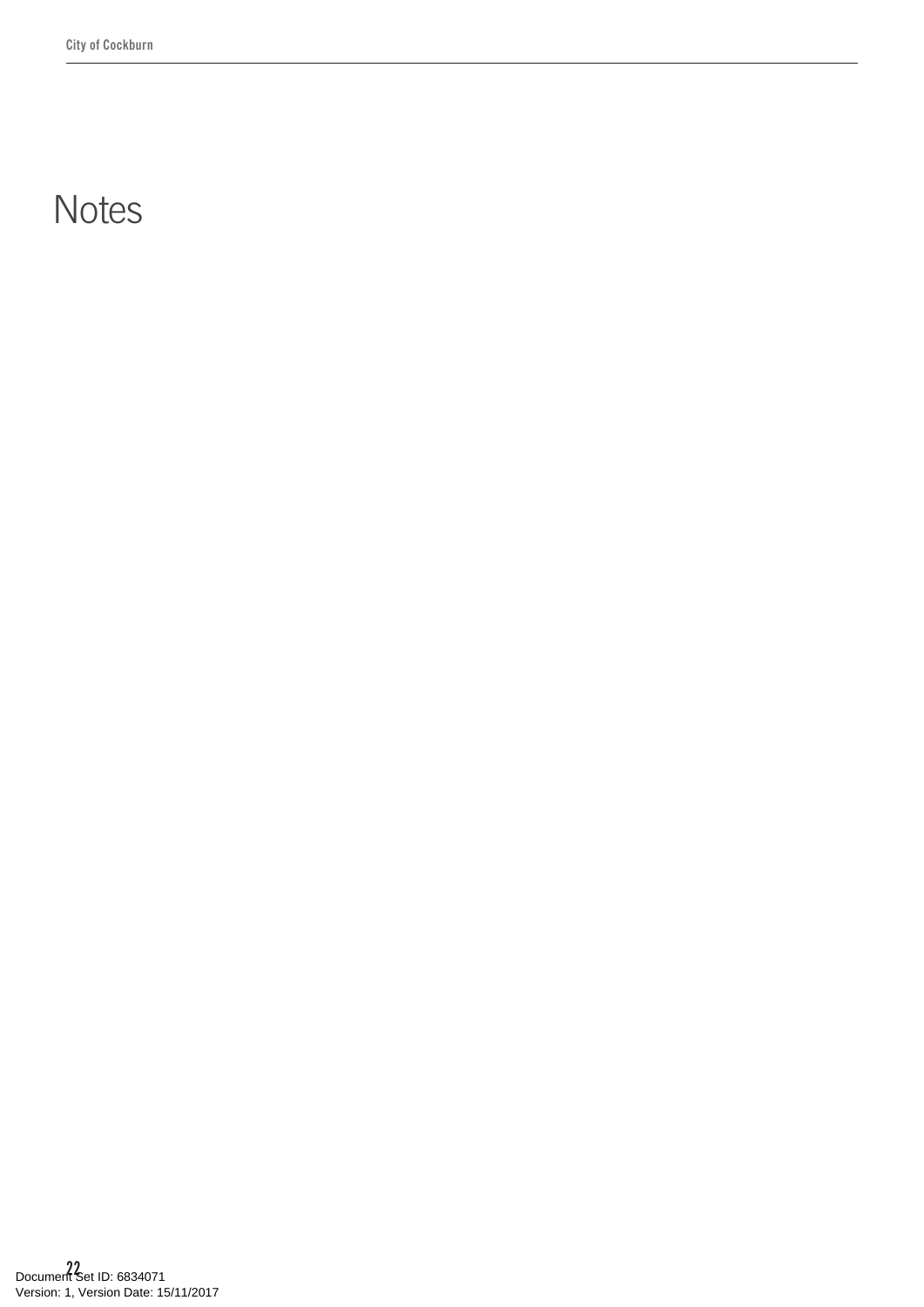# Notes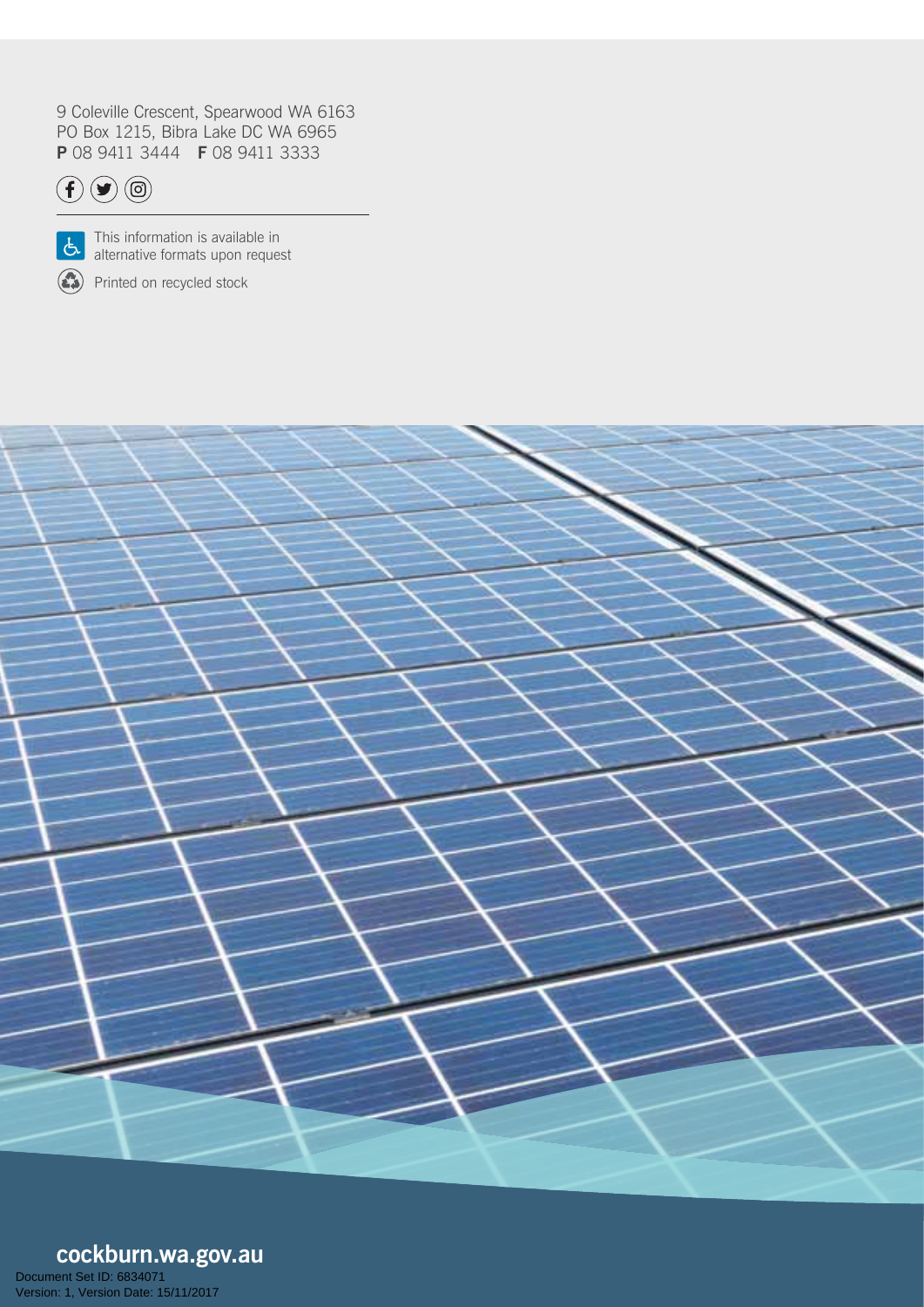9 Coleville Crescent, Spearwood WA 6163
PO Box 1215, Bibra Lake DC WA 6965
**P** 08 9411 3444 **F** 08 9411 3333

This information is available in alternative formats upon request

Printed on recycled stock

**cockburn.wa.gov.au**

Document Set ID: 6834071
Version: 1, Version Date: 15/11/2017